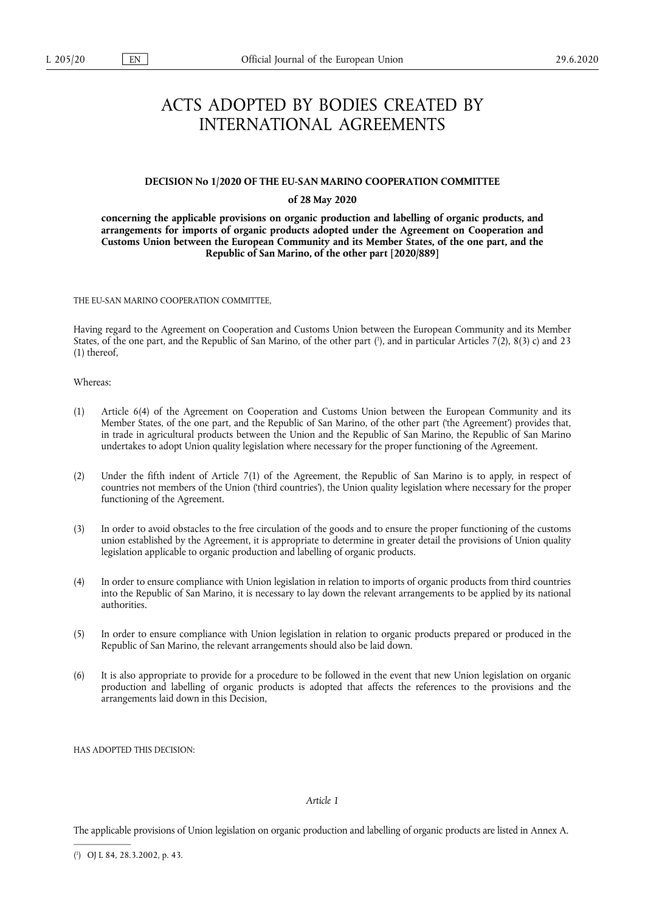# ACTS ADOPTED BY BODIES CREATED BY INTERNATIONAL AGREEMENTS

## DECISION No 1/2020 OF THE EU-SAN MARINO COOPERATION COMMITTEE

**of 28 May 2020**

**concerning the applicable provisions on organic production and labelling of organic products, and arrangements for imports of organic products adopted under the Agreement on Cooperation and Customs Union between the European Community and its Member States, of the one part, and the Republic of San Marino, of the other part [2020/889]**

THE EU-SAN MARINO COOPERATION COMMITTEE,

Having regard to the Agreement on Cooperation and Customs Union between the European Community and its Member States, of the one part, and the Republic of San Marino, of the other part [1], and in particular Articles 7(2), 8(3) c) and 23 (1) thereof,

Whereas:

(1) Article 6(4) of the Agreement on Cooperation and Customs Union between the European Community and its Member States, of the one part, and the Republic of San Marino, of the other part ('the Agreement') provides that, in trade in agricultural products between the Union and the Republic of San Marino, the Republic of San Marino undertakes to adopt Union quality legislation where necessary for the proper functioning of the Agreement.

(2) Under the fifth indent of Article 7(1) of the Agreement, the Republic of San Marino is to apply, in respect of countries not members of the Union ('third countries'), the Union quality legislation where necessary for the proper functioning of the Agreement.

(3) In order to avoid obstacles to the free circulation of the goods and to ensure the proper functioning of the customs union established by the Agreement, it is appropriate to determine in greater detail the provisions of Union quality legislation applicable to organic production and labelling of organic products.

(4) In order to ensure compliance with Union legislation in relation to imports of organic products from third countries into the Republic of San Marino, it is necessary to lay down the relevant arrangements to be applied by its national authorities.

(5) In order to ensure compliance with Union legislation in relation to organic products prepared or produced in the Republic of San Marino, the relevant arrangements should also be laid down.

(6) It is also appropriate to provide for a procedure to be followed in the event that new Union legislation on organic production and labelling of organic products is adopted that affects the references to the provisions and the arrangements laid down in this Decision,

HAS ADOPTED THIS DECISION:

*Article 1*

The applicable provisions of Union legislation on organic production and labelling of organic products are listed in Annex A.

---

[1] OJ L 84, 28.3.2002, p. 43.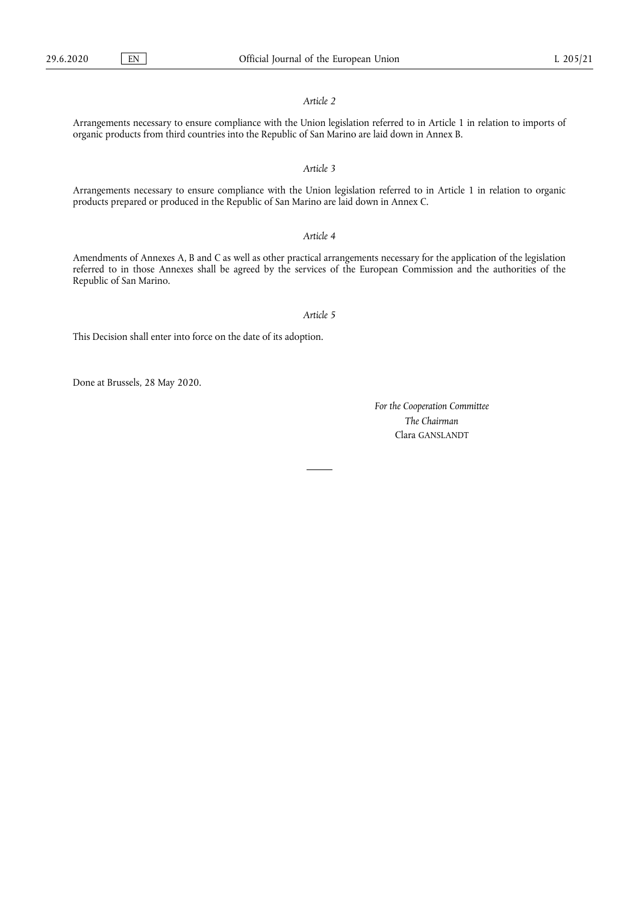*Article 2*

Arrangements necessary to ensure compliance with the Union legislation referred to in Article 1 in relation to imports of organic products from third countries into the Republic of San Marino are laid down in Annex B.

*Article 3*

Arrangements necessary to ensure compliance with the Union legislation referred to in Article 1 in relation to organic products prepared or produced in the Republic of San Marino are laid down in Annex C.

*Article 4*

Amendments of Annexes A, B and C as well as other practical arrangements necessary for the application of the legislation referred to in those Annexes shall be agreed by the services of the European Commission and the authorities of the Republic of San Marino.

*Article 5*

This Decision shall enter into force on the date of its adoption.

Done at Brussels, 28 May 2020.

*For the Cooperation Committee*

*The Chairman*

Clara GANSLANDT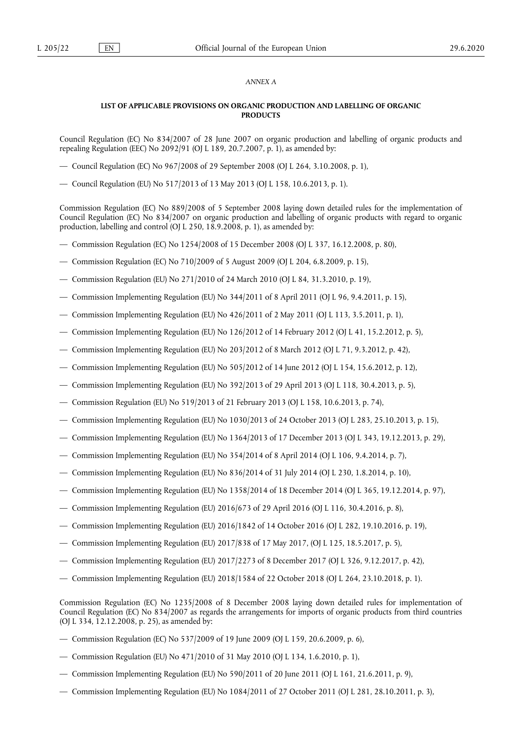*ANNEX A*

**LIST OF APPLICABLE PROVISIONS ON ORGANIC PRODUCTION AND LABELLING OF ORGANIC PRODUCTS**

Council Regulation (EC) No 834/2007 of 28 June 2007 on organic production and labelling of organic products and repealing Regulation (EEC) No 2092/91 (OJ L 189, 20.7.2007, p. 1), as amended by:

— Council Regulation (EC) No 967/2008 of 29 September 2008 (OJ L 264, 3.10.2008, p. 1),

— Council Regulation (EU) No 517/2013 of 13 May 2013 (OJ L 158, 10.6.2013, p. 1).

Commission Regulation (EC) No 889/2008 of 5 September 2008 laying down detailed rules for the implementation of Council Regulation (EC) No 834/2007 on organic production and labelling of organic products with regard to organic production, labelling and control (OJ L 250, 18.9.2008, p. 1), as amended by:

— Commission Regulation (EC) No 1254/2008 of 15 December 2008 (OJ L 337, 16.12.2008, p. 80),

— Commission Regulation (EC) No 710/2009 of 5 August 2009 (OJ L 204, 6.8.2009, p. 15),

— Commission Regulation (EU) No 271/2010 of 24 March 2010 (OJ L 84, 31.3.2010, p. 19),

— Commission Implementing Regulation (EU) No 344/2011 of 8 April 2011 (OJ L 96, 9.4.2011, p. 15),

— Commission Implementing Regulation (EU) No 426/2011 of 2 May 2011 (OJ L 113, 3.5.2011, p. 1),

— Commission Implementing Regulation (EU) No 126/2012 of 14 February 2012 (OJ L 41, 15.2.2012, p. 5),

— Commission Implementing Regulation (EU) No 203/2012 of 8 March 2012 (OJ L 71, 9.3.2012, p. 42),

— Commission Implementing Regulation (EU) No 505/2012 of 14 June 2012 (OJ L 154, 15.6.2012, p. 12),

— Commission Implementing Regulation (EU) No 392/2013 of 29 April 2013 (OJ L 118, 30.4.2013, p. 5),

— Commission Regulation (EU) No 519/2013 of 21 February 2013 (OJ L 158, 10.6.2013, p. 74),

— Commission Implementing Regulation (EU) No 1030/2013 of 24 October 2013 (OJ L 283, 25.10.2013, p. 15),

— Commission Implementing Regulation (EU) No 1364/2013 of 17 December 2013 (OJ L 343, 19.12.2013, p. 29),

— Commission Implementing Regulation (EU) No 354/2014 of 8 April 2014 (OJ L 106, 9.4.2014, p. 7),

— Commission Implementing Regulation (EU) No 836/2014 of 31 July 2014 (OJ L 230, 1.8.2014, p. 10),

— Commission Implementing Regulation (EU) No 1358/2014 of 18 December 2014 (OJ L 365, 19.12.2014, p. 97),

— Commission Implementing Regulation (EU) 2016/673 of 29 April 2016 (OJ L 116, 30.4.2016, p. 8),

— Commission Implementing Regulation (EU) 2016/1842 of 14 October 2016 (OJ L 282, 19.10.2016, p. 19),

— Commission Implementing Regulation (EU) 2017/838 of 17 May 2017, (OJ L 125, 18.5.2017, p. 5),

— Commission Implementing Regulation (EU) 2017/2273 of 8 December 2017 (OJ L 326, 9.12.2017, p. 42),

— Commission Implementing Regulation (EU) 2018/1584 of 22 October 2018 (OJ L 264, 23.10.2018, p. 1).

Commission Regulation (EC) No 1235/2008 of 8 December 2008 laying down detailed rules for implementation of Council Regulation (EC) No 834/2007 as regards the arrangements for imports of organic products from third countries (OJ L 334, 12.12.2008, p. 25), as amended by:

— Commission Regulation (EC) No 537/2009 of 19 June 2009 (OJ L 159, 20.6.2009, p. 6),

— Commission Regulation (EU) No 471/2010 of 31 May 2010 (OJ L 134, 1.6.2010, p. 1),

— Commission Implementing Regulation (EU) No 590/2011 of 20 June 2011 (OJ L 161, 21.6.2011, p. 9),

— Commission Implementing Regulation (EU) No 1084/2011 of 27 October 2011 (OJ L 281, 28.10.2011, p. 3),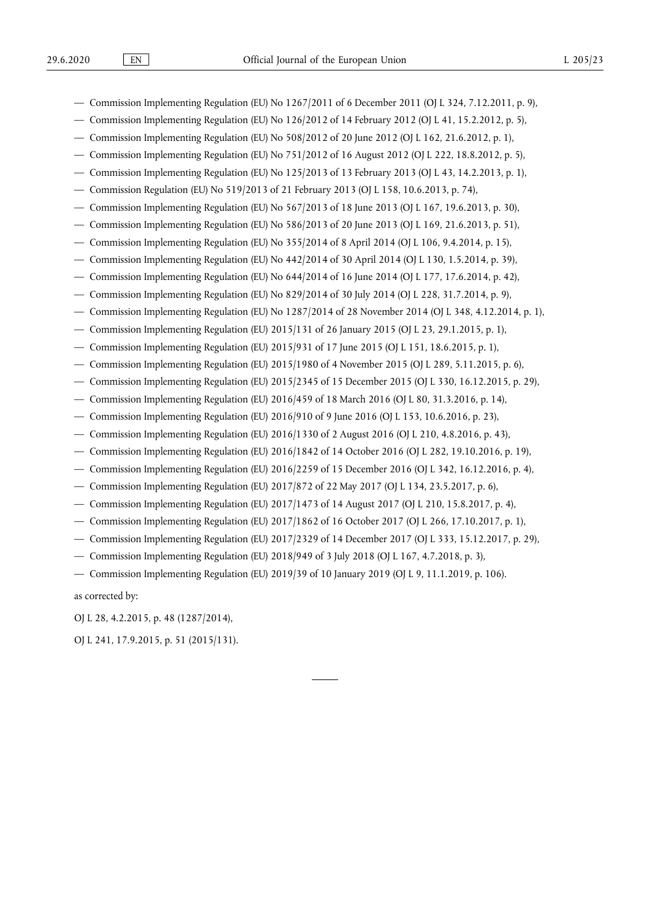— Commission Implementing Regulation (EU) No 1267/2011 of 6 December 2011 (OJ L 324, 7.12.2011, p. 9),

— Commission Implementing Regulation (EU) No 126/2012 of 14 February 2012 (OJ L 41, 15.2.2012, p. 5),

— Commission Implementing Regulation (EU) No 508/2012 of 20 June 2012 (OJ L 162, 21.6.2012, p. 1),

— Commission Implementing Regulation (EU) No 751/2012 of 16 August 2012 (OJ L 222, 18.8.2012, p. 5),

— Commission Implementing Regulation (EU) No 125/2013 of 13 February 2013 (OJ L 43, 14.2.2013, p. 1),

— Commission Regulation (EU) No 519/2013 of 21 February 2013 (OJ L 158, 10.6.2013, p. 74),

— Commission Implementing Regulation (EU) No 567/2013 of 18 June 2013 (OJ L 167, 19.6.2013, p. 30),

— Commission Implementing Regulation (EU) No 586/2013 of 20 June 2013 (OJ L 169, 21.6.2013, p. 51),

— Commission Implementing Regulation (EU) No 355/2014 of 8 April 2014 (OJ L 106, 9.4.2014, p. 15),

— Commission Implementing Regulation (EU) No 442/2014 of 30 April 2014 (OJ L 130, 1.5.2014, p. 39),

— Commission Implementing Regulation (EU) No 644/2014 of 16 June 2014 (OJ L 177, 17.6.2014, p. 42),

— Commission Implementing Regulation (EU) No 829/2014 of 30 July 2014 (OJ L 228, 31.7.2014, p. 9),

— Commission Implementing Regulation (EU) No 1287/2014 of 28 November 2014 (OJ L 348, 4.12.2014, p. 1),

— Commission Implementing Regulation (EU) 2015/131 of 26 January 2015 (OJ L 23, 29.1.2015, p. 1),

— Commission Implementing Regulation (EU) 2015/931 of 17 June 2015 (OJ L 151, 18.6.2015, p. 1),

— Commission Implementing Regulation (EU) 2015/1980 of 4 November 2015 (OJ L 289, 5.11.2015, p. 6),

— Commission Implementing Regulation (EU) 2015/2345 of 15 December 2015 (OJ L 330, 16.12.2015, p. 29),

— Commission Implementing Regulation (EU) 2016/459 of 18 March 2016 (OJ L 80, 31.3.2016, p. 14),

— Commission Implementing Regulation (EU) 2016/910 of 9 June 2016 (OJ L 153, 10.6.2016, p. 23),

— Commission Implementing Regulation (EU) 2016/1330 of 2 August 2016 (OJ L 210, 4.8.2016, p. 43),

— Commission Implementing Regulation (EU) 2016/1842 of 14 October 2016 (OJ L 282, 19.10.2016, p. 19),

— Commission Implementing Regulation (EU) 2016/2259 of 15 December 2016 (OJ L 342, 16.12.2016, p. 4),

— Commission Implementing Regulation (EU) 2017/872 of 22 May 2017 (OJ L 134, 23.5.2017, p. 6),

— Commission Implementing Regulation (EU) 2017/1473 of 14 August 2017 (OJ L 210, 15.8.2017, p. 4),

— Commission Implementing Regulation (EU) 2017/1862 of 16 October 2017 (OJ L 266, 17.10.2017, p. 1),

— Commission Implementing Regulation (EU) 2017/2329 of 14 December 2017 (OJ L 333, 15.12.2017, p. 29),

— Commission Implementing Regulation (EU) 2018/949 of 3 July 2018 (OJ L 167, 4.7.2018, p. 3),

— Commission Implementing Regulation (EU) 2019/39 of 10 January 2019 (OJ L 9, 11.1.2019, p. 106).

as corrected by:

OJ L 28, 4.2.2015, p. 48 (1287/2014),

OJ L 241, 17.9.2015, p. 51 (2015/131).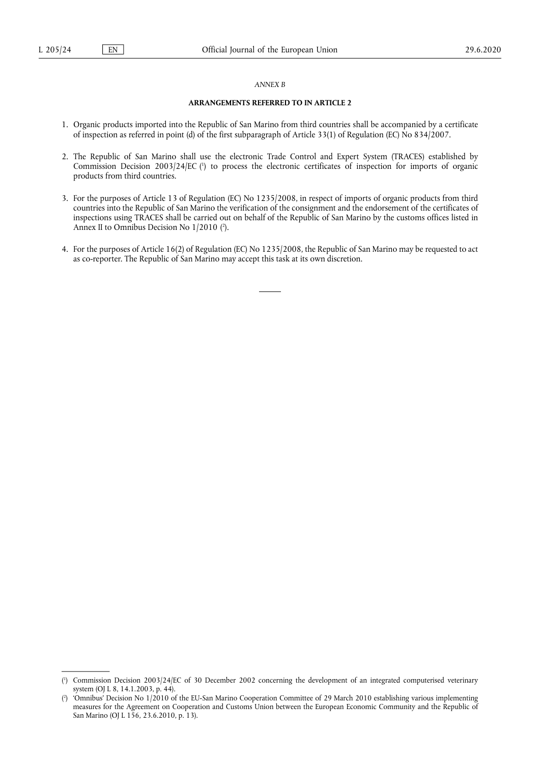*ANNEX B*

**ARRANGEMENTS REFERRED TO IN ARTICLE 2**

1. Organic products imported into the Republic of San Marino from third countries shall be accompanied by a certificate of inspection as referred in point (d) of the first subparagraph of Article 33(1) of Regulation (EC) No 834/2007.

2. The Republic of San Marino shall use the electronic Trade Control and Expert System (TRACES) established by Commission Decision 2003/24/EC ([1]) to process the electronic certificates of inspection for imports of organic products from third countries.

3. For the purposes of Article 13 of Regulation (EC) No 1235/2008, in respect of imports of organic products from third countries into the Republic of San Marino the verification of the consignment and the endorsement of the certificates of inspections using TRACES shall be carried out on behalf of the Republic of San Marino by the customs offices listed in Annex II to Omnibus Decision No 1/2010 ([2]).

4. For the purposes of Article 16(2) of Regulation (EC) No 1235/2008, the Republic of San Marino may be requested to act as co-reporter. The Republic of San Marino may accept this task at its own discretion.

---

([1]) Commission Decision 2003/24/EC of 30 December 2002 concerning the development of an integrated computerised veterinary system (OJ L 8, 14.1.2003, p. 44).

([2]) 'Omnibus' Decision No 1/2010 of the EU-San Marino Cooperation Committee of 29 March 2010 establishing various implementing measures for the Agreement on Cooperation and Customs Union between the European Economic Community and the Republic of San Marino (OJ L 156, 23.6.2010, p. 13).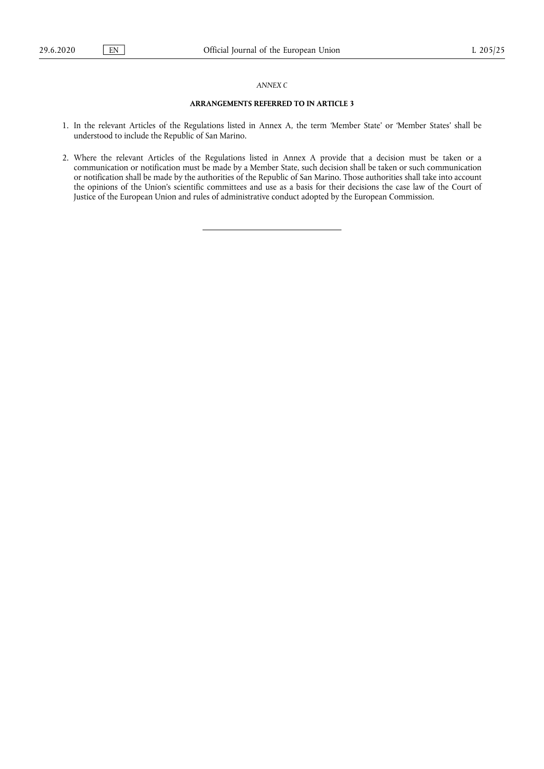*ANNEX C*

**ARRANGEMENTS REFERRED TO IN ARTICLE 3**

1. In the relevant Articles of the Regulations listed in Annex A, the term 'Member State' or 'Member States' shall be understood to include the Republic of San Marino.

2. Where the relevant Articles of the Regulations listed in Annex A provide that a decision must be taken or a communication or notification must be made by a Member State, such decision shall be taken or such communication or notification shall be made by the authorities of the Republic of San Marino. Those authorities shall take into account the opinions of the Union's scientific committees and use as a basis for their decisions the case law of the Court of Justice of the European Union and rules of administrative conduct adopted by the European Commission.